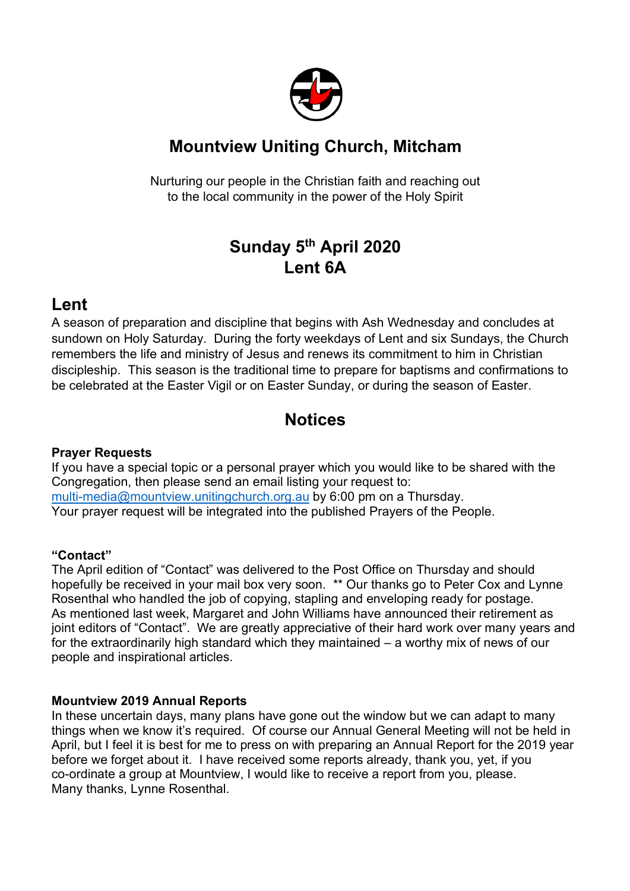# Mountview Uniting Church, Mitcham

Nurturing our people in the Christian faith and reaching out to the local community in the power of the Holy Spirit

## Sunday 5th April 2020
## Lent 6A

## Lent

A season of preparation and discipline that begins with Ash Wednesday and concludes at sundown on Holy Saturday. During the forty weekdays of Lent and six Sundays, the Church remembers the life and ministry of Jesus and renews its commitment to him in Christian discipleship. This season is the traditional time to prepare for baptisms and confirmations to be celebrated at the Easter Vigil or on Easter Sunday, or during the season of Easter.

## Notices

**Prayer Requests**

If you have a special topic or a personal prayer which you would like to be shared with the Congregation, then please send an email listing your request to: multi-media@mountview.unitingchurch.org.au by 6:00 pm on a Thursday.
Your prayer request will be integrated into the published Prayers of the People.

**"Contact"**

The April edition of "Contact" was delivered to the Post Office on Thursday and should hopefully be received in your mail box very soon. ** Our thanks go to Peter Cox and Lynne Rosenthal who handled the job of copying, stapling and enveloping ready for postage.
As mentioned last week, Margaret and John Williams have announced their retirement as joint editors of "Contact". We are greatly appreciative of their hard work over many years and for the extraordinarily high standard which they maintained – a worthy mix of news of our people and inspirational articles.

**Mountview 2019 Annual Reports**

In these uncertain days, many plans have gone out the window but we can adapt to many things when we know it's required. Of course our Annual General Meeting will not be held in April, but I feel it is best for me to press on with preparing an Annual Report for the 2019 year before we forget about it. I have received some reports already, thank you, yet, if you co-ordinate a group at Mountview, I would like to receive a report from you, please.
Many thanks, Lynne Rosenthal.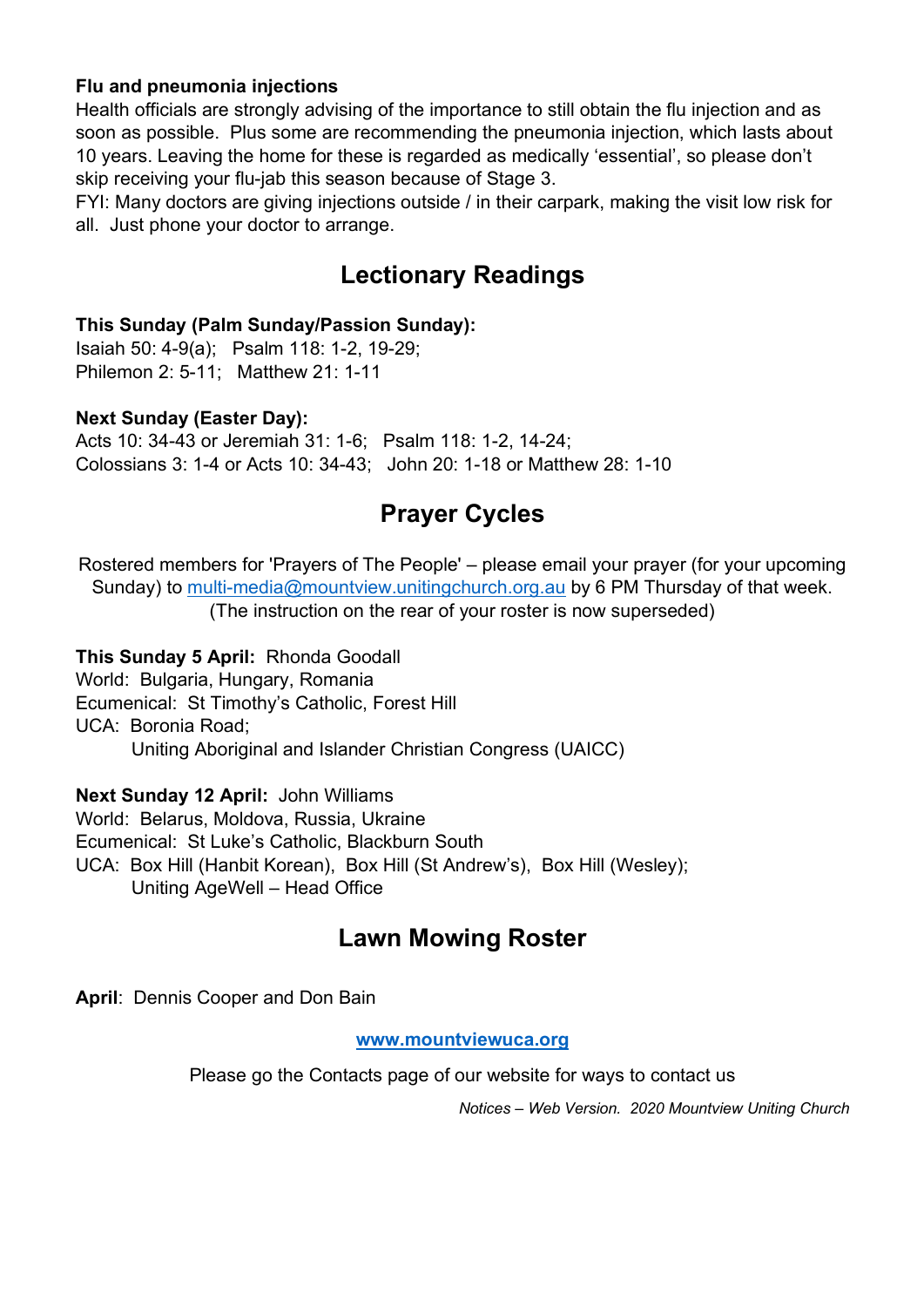**Flu and pneumonia injections**

Health officials are strongly advising of the importance to still obtain the flu injection and as soon as possible. Plus some are recommending the pneumonia injection, which lasts about 10 years. Leaving the home for these is regarded as medically 'essential', so please don't skip receiving your flu-jab this season because of Stage 3.

FYI: Many doctors are giving injections outside / in their carpark, making the visit low risk for all. Just phone your doctor to arrange.

## Lectionary Readings

**This Sunday (Palm Sunday/Passion Sunday):**

Isaiah 50: 4-9(a); Psalm 118: 1-2, 19-29;
Philemon 2: 5-11; Matthew 21: 1-11

**Next Sunday (Easter Day):**

Acts 10: 34-43 or Jeremiah 31: 1-6; Psalm 118: 1-2, 14-24;
Colossians 3: 1-4 or Acts 10: 34-43; John 20: 1-18 or Matthew 28: 1-10

## Prayer Cycles

Rostered members for 'Prayers of The People' – please email your prayer (for your upcoming Sunday) to multi-media@mountview.unitingchurch.org.au by 6 PM Thursday of that week. (The instruction on the rear of your roster is now superseded)

**This Sunday 5 April:** Rhonda Goodall
World: Bulgaria, Hungary, Romania
Ecumenical: St Timothy's Catholic, Forest Hill
UCA: Boronia Road;
Uniting Aboriginal and Islander Christian Congress (UAICC)

**Next Sunday 12 April:** John Williams
World: Belarus, Moldova, Russia, Ukraine
Ecumenical: St Luke's Catholic, Blackburn South
UCA: Box Hill (Hanbit Korean), Box Hill (St Andrew's), Box Hill (Wesley);
Uniting AgeWell – Head Office

## Lawn Mowing Roster

**April**: Dennis Cooper and Don Bain

**www.mountviewuca.org**

Please go the Contacts page of our website for ways to contact us

*Notices – Web Version. 2020 Mountview Uniting Church*